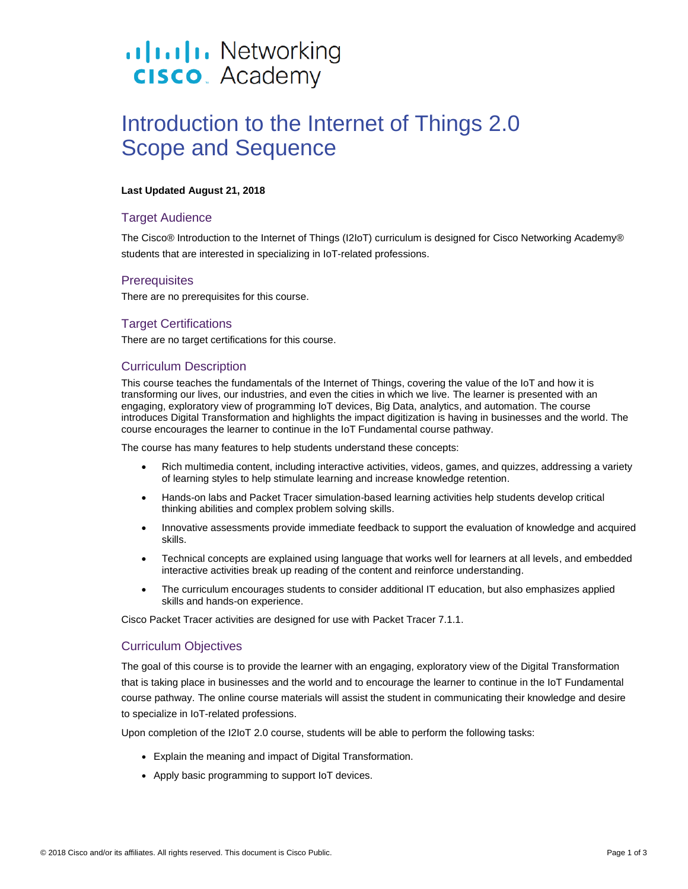Cisco Networking Academy

# Introduction to the Internet of Things 2.0 Scope and Sequence

**Last Updated August 21, 2018**

## Target Audience

The Cisco® Introduction to the Internet of Things (I2IoT) curriculum is designed for Cisco Networking Academy® students that are interested in specializing in IoT-related professions.

## Prerequisites

There are no prerequisites for this course.

## Target Certifications

There are no target certifications for this course.

## Curriculum Description

This course teaches the fundamentals of the Internet of Things, covering the value of the IoT and how it is transforming our lives, our industries, and even the cities in which we live. The learner is presented with an engaging, exploratory view of programming IoT devices, Big Data, analytics, and automation. The course introduces Digital Transformation and highlights the impact digitization is having in businesses and the world. The course encourages the learner to continue in the IoT Fundamental course pathway.

The course has many features to help students understand these concepts:

- Rich multimedia content, including interactive activities, videos, games, and quizzes, addressing a variety of learning styles to help stimulate learning and increase knowledge retention.
- Hands-on labs and Packet Tracer simulation-based learning activities help students develop critical thinking abilities and complex problem solving skills.
- Innovative assessments provide immediate feedback to support the evaluation of knowledge and acquired skills.
- Technical concepts are explained using language that works well for learners at all levels, and embedded interactive activities break up reading of the content and reinforce understanding.
- The curriculum encourages students to consider additional IT education, but also emphasizes applied skills and hands-on experience.

Cisco Packet Tracer activities are designed for use with Packet Tracer 7.1.1.

## Curriculum Objectives

The goal of this course is to provide the learner with an engaging, exploratory view of the Digital Transformation that is taking place in businesses and the world and to encourage the learner to continue in the IoT Fundamental course pathway. The online course materials will assist the student in communicating their knowledge and desire to specialize in IoT-related professions.

Upon completion of the I2IoT 2.0 course, students will be able to perform the following tasks:

- Explain the meaning and impact of Digital Transformation.
- Apply basic programming to support IoT devices.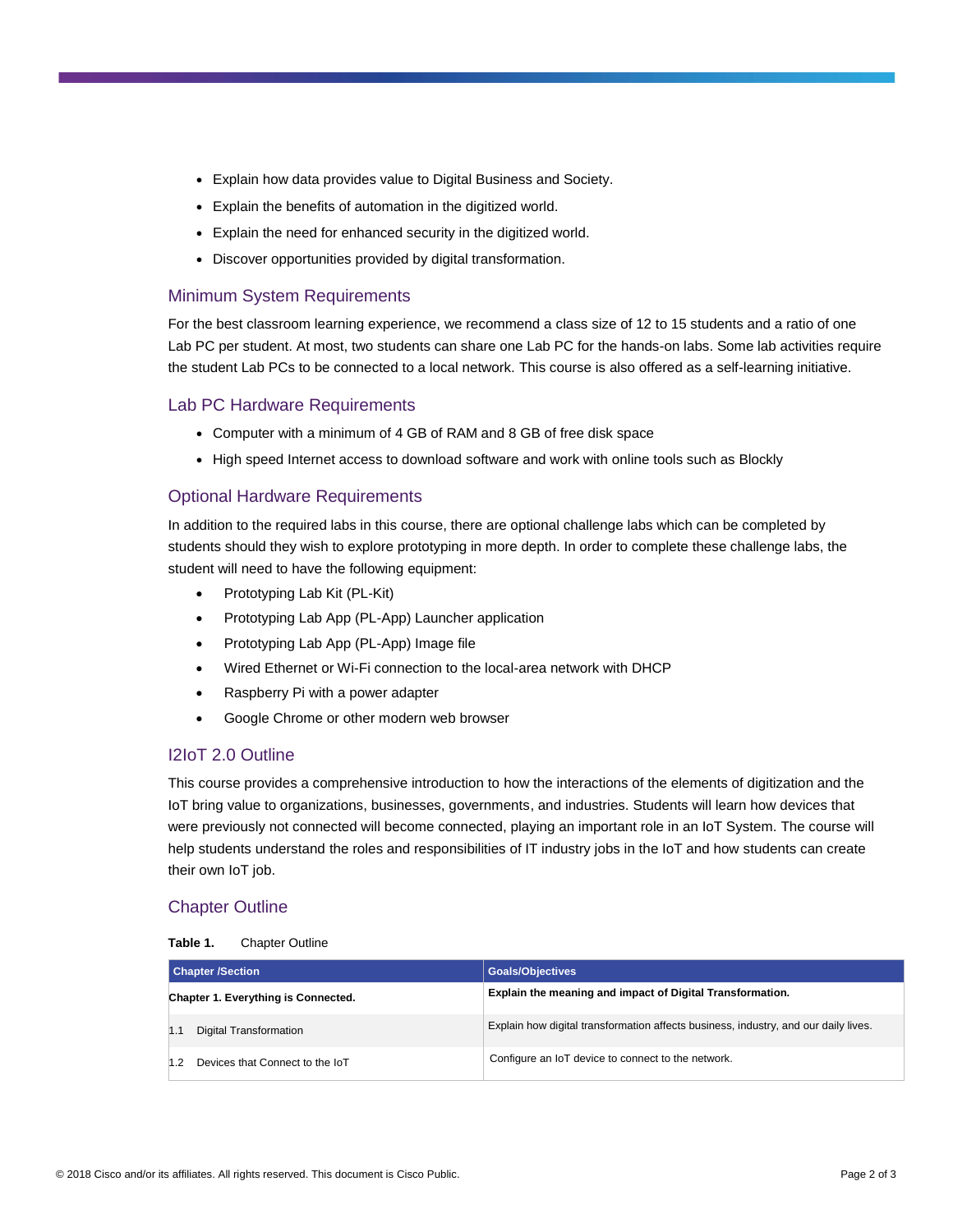- Explain how data provides value to Digital Business and Society.
- Explain the benefits of automation in the digitized world.
- Explain the need for enhanced security in the digitized world.
- Discover opportunities provided by digital transformation.

## Minimum System Requirements

For the best classroom learning experience, we recommend a class size of 12 to 15 students and a ratio of one Lab PC per student. At most, two students can share one Lab PC for the hands-on labs. Some lab activities require the student Lab PCs to be connected to a local network. This course is also offered as a self-learning initiative.

## Lab PC Hardware Requirements

- Computer with a minimum of 4 GB of RAM and 8 GB of free disk space
- High speed Internet access to download software and work with online tools such as Blockly

## Optional Hardware Requirements

In addition to the required labs in this course, there are optional challenge labs which can be completed by students should they wish to explore prototyping in more depth. In order to complete these challenge labs, the student will need to have the following equipment:

- Prototyping Lab Kit (PL-Kit)
- Prototyping Lab App (PL-App) Launcher application
- Prototyping Lab App (PL-App) Image file
- Wired Ethernet or Wi-Fi connection to the local-area network with DHCP
- Raspberry Pi with a power adapter
- Google Chrome or other modern web browser

## I2IoT 2.0 Outline

This course provides a comprehensive introduction to how the interactions of the elements of digitization and the IoT bring value to organizations, businesses, governments, and industries. Students will learn how devices that were previously not connected will become connected, playing an important role in an IoT System. The course will help students understand the roles and responsibilities of IT industry jobs in the IoT and how students can create their own IoT job.

## Chapter Outline

**Table 1.** Chapter Outline

| Chapter /Section | Goals/Objectives |
|---|---|
| **Chapter 1. Everything is Connected.** | **Explain the meaning and impact of Digital Transformation.** |
| 1.1 Digital Transformation | Explain how digital transformation affects business, industry, and our daily lives. |
| 1.2 Devices that Connect to the IoT | Configure an IoT device to connect to the network. |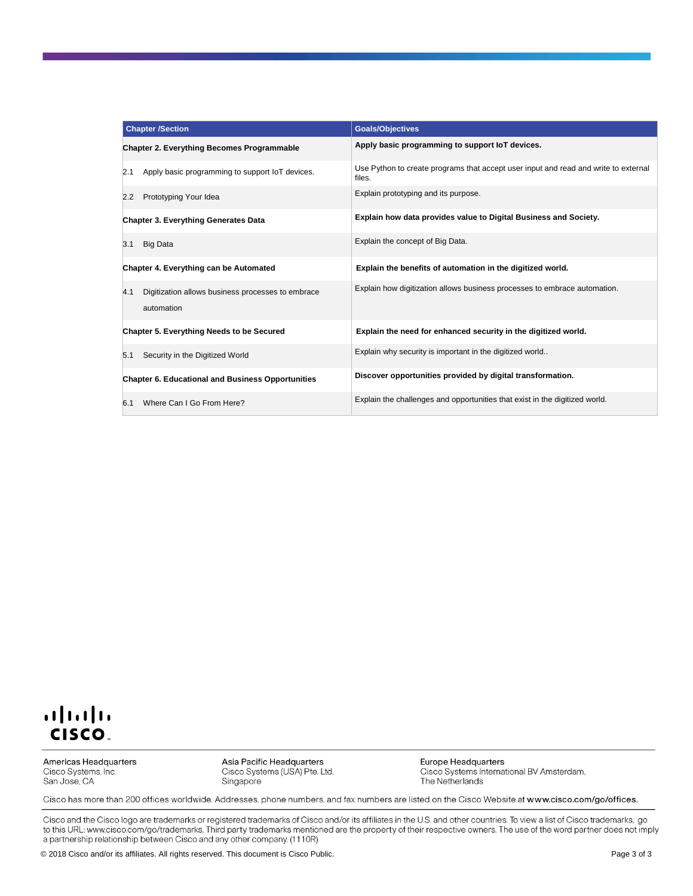| Chapter /Section | Goals/Objectives |
|---|---|
| **Chapter 2. Everything Becomes Programmable** | **Apply basic programming to support IoT devices.** |
| 2.1 Apply basic programming to support IoT devices. | Use Python to create programs that accept user input and read and write to external files. |
| 2.2 Prototyping Your Idea | Explain prototyping and its purpose. |
| **Chapter 3. Everything Generates Data** | **Explain how data provides value to Digital Business and Society.** |
| 3.1 Big Data | Explain the concept of Big Data. |
| **Chapter 4. Everything can be Automated** | **Explain the benefits of automation in the digitized world.** |
| 4.1 Digitization allows business processes to embrace automation | Explain how digitization allows business processes to embrace automation. |
| **Chapter 5. Everything Needs to be Secured** | **Explain the need for enhanced security in the digitized world.** |
| 5.1 Security in the Digitized World | Explain why security is important in the digitized world.. |
| **Chapter 6. Educational and Business Opportunities** | **Discover opportunities provided by digital transformation.** |
| 6.1 Where Can I Go From Here? | Explain the challenges and opportunities that exist in the digitized world. |

Americas Headquarters
Cisco Systems, Inc.
San Jose, CA

Asia Pacific Headquarters
Cisco Systems (USA) Pte. Ltd.
Singapore

Europe Headquarters
Cisco Systems International BV Amsterdam,
The Netherlands

Cisco has more than 200 offices worldwide. Addresses, phone numbers, and fax numbers are listed on the Cisco Website at **www.cisco.com/go/offices.**

Cisco and the Cisco logo are trademarks or registered trademarks of Cisco and/or its affiliates in the U.S. and other countries. To view a list of Cisco trademarks, go to this URL: www.cisco.com/go/trademarks. Third party trademarks mentioned are the property of their respective owners. The use of the word partner does not imply a partnership relationship between Cisco and any other company. (1110R)

© 2018 Cisco and/or its affiliates. All rights reserved. This document is Cisco Public.